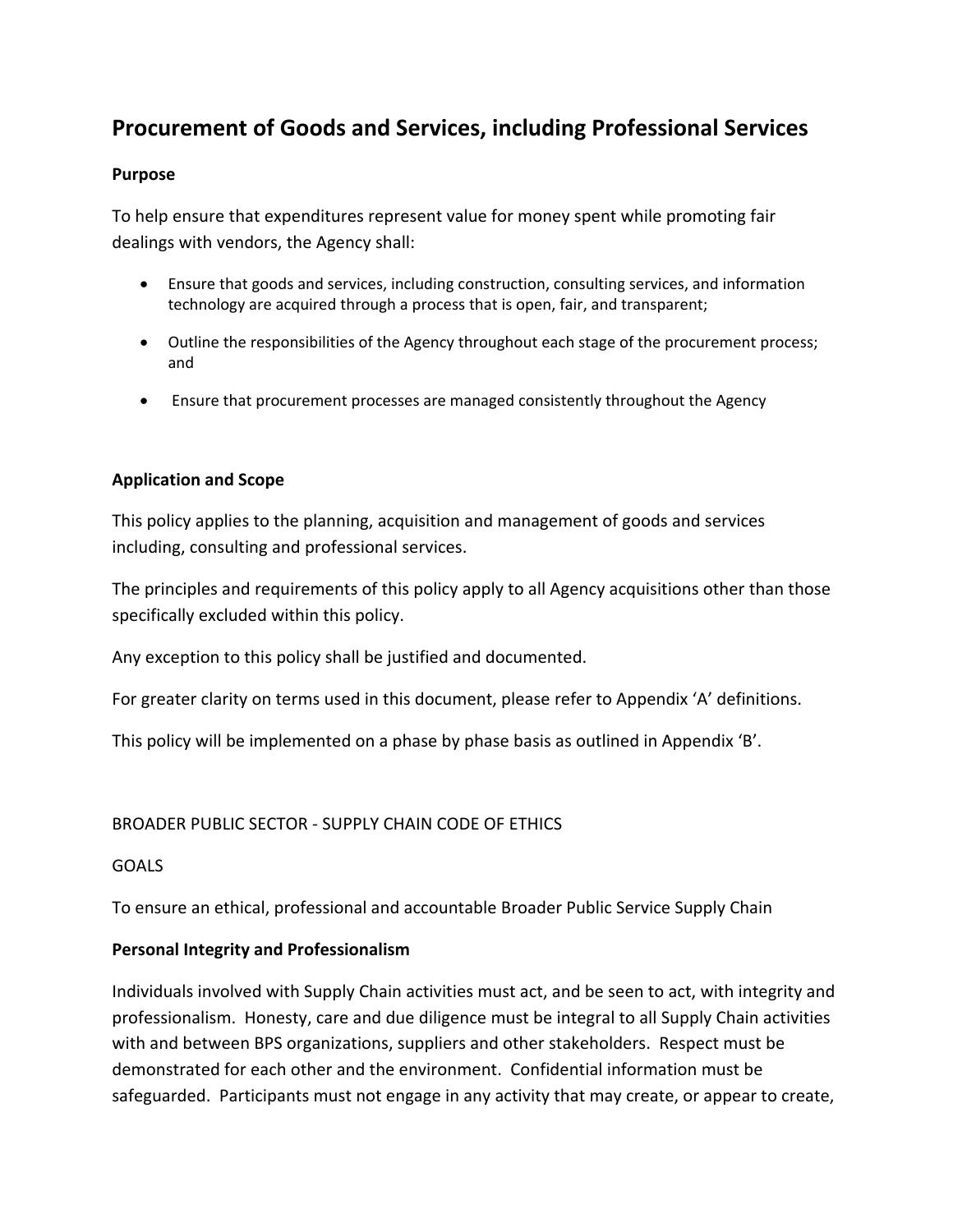# Procurement of Goods and Services, including Professional Services

**Purpose**

To help ensure that expenditures represent value for money spent while promoting fair dealings with vendors, the Agency shall:

- Ensure that goods and services, including construction, consulting services, and information technology are acquired through a process that is open, fair, and transparent;
- Outline the responsibilities of the Agency throughout each stage of the procurement process; and
- Ensure that procurement processes are managed consistently throughout the Agency

**Application and Scope**

This policy applies to the planning, acquisition and management of goods and services including, consulting and professional services.

The principles and requirements of this policy apply to all Agency acquisitions other than those specifically excluded within this policy.

Any exception to this policy shall be justified and documented.

For greater clarity on terms used in this document, please refer to Appendix 'A' definitions.

This policy will be implemented on a phase by phase basis as outlined in Appendix 'B'.

BROADER PUBLIC SECTOR - SUPPLY CHAIN CODE OF ETHICS

GOALS

To ensure an ethical, professional and accountable Broader Public Service Supply Chain

**Personal Integrity and Professionalism**

Individuals involved with Supply Chain activities must act, and be seen to act, with integrity and professionalism. Honesty, care and due diligence must be integral to all Supply Chain activities with and between BPS organizations, suppliers and other stakeholders. Respect must be demonstrated for each other and the environment. Confidential information must be safeguarded. Participants must not engage in any activity that may create, or appear to create,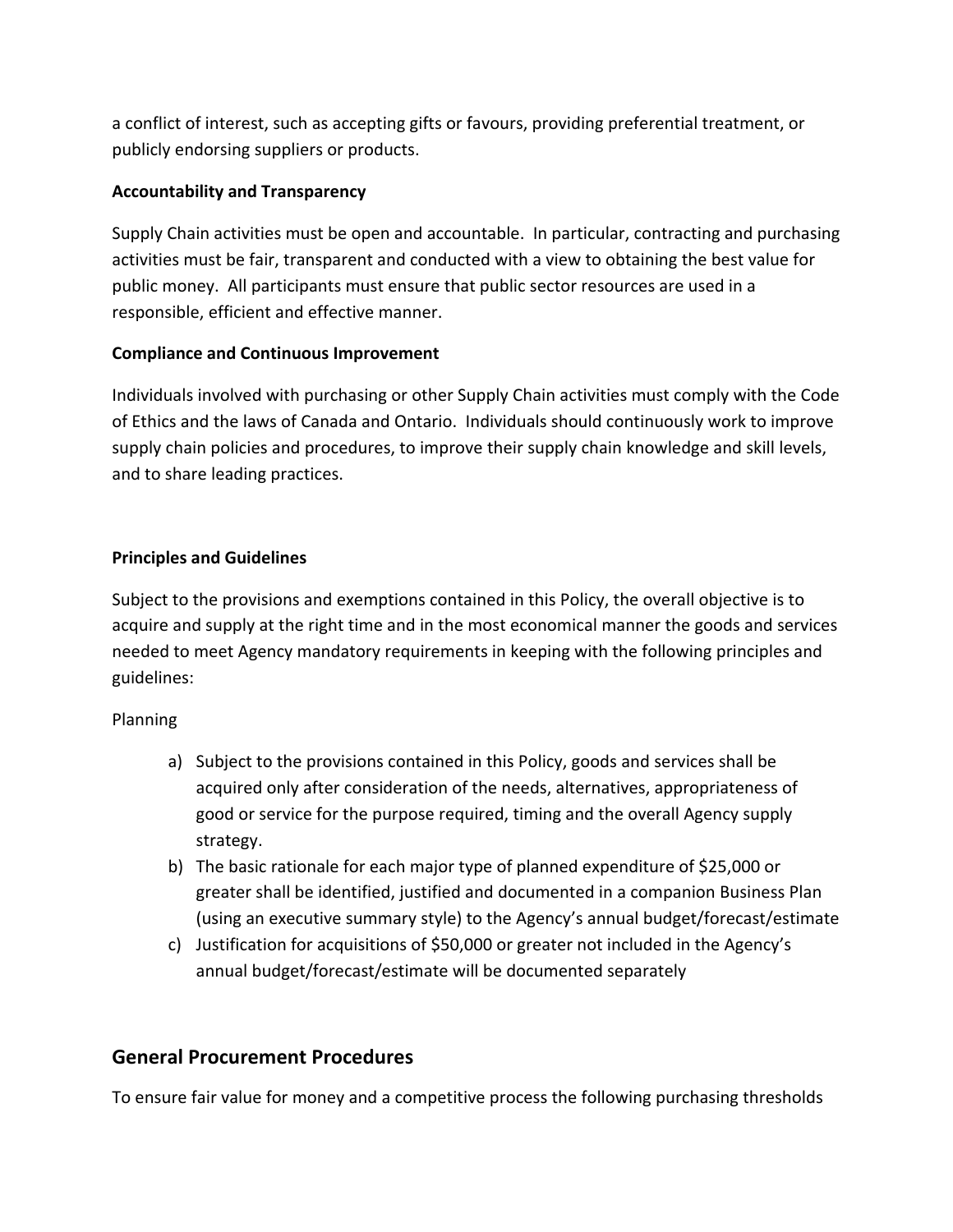a conflict of interest, such as accepting gifts or favours, providing preferential treatment, or publicly endorsing suppliers or products.

**Accountability and Transparency**

Supply Chain activities must be open and accountable. In particular, contracting and purchasing activities must be fair, transparent and conducted with a view to obtaining the best value for public money. All participants must ensure that public sector resources are used in a responsible, efficient and effective manner.

**Compliance and Continuous Improvement**

Individuals involved with purchasing or other Supply Chain activities must comply with the Code of Ethics and the laws of Canada and Ontario. Individuals should continuously work to improve supply chain policies and procedures, to improve their supply chain knowledge and skill levels, and to share leading practices.

**Principles and Guidelines**

Subject to the provisions and exemptions contained in this Policy, the overall objective is to acquire and supply at the right time and in the most economical manner the goods and services needed to meet Agency mandatory requirements in keeping with the following principles and guidelines:

Planning

a) Subject to the provisions contained in this Policy, goods and services shall be acquired only after consideration of the needs, alternatives, appropriateness of good or service for the purpose required, timing and the overall Agency supply strategy.
b) The basic rationale for each major type of planned expenditure of $25,000 or greater shall be identified, justified and documented in a companion Business Plan (using an executive summary style) to the Agency's annual budget/forecast/estimate
c) Justification for acquisitions of $50,000 or greater not included in the Agency's annual budget/forecast/estimate will be documented separately

## General Procurement Procedures

To ensure fair value for money and a competitive process the following purchasing thresholds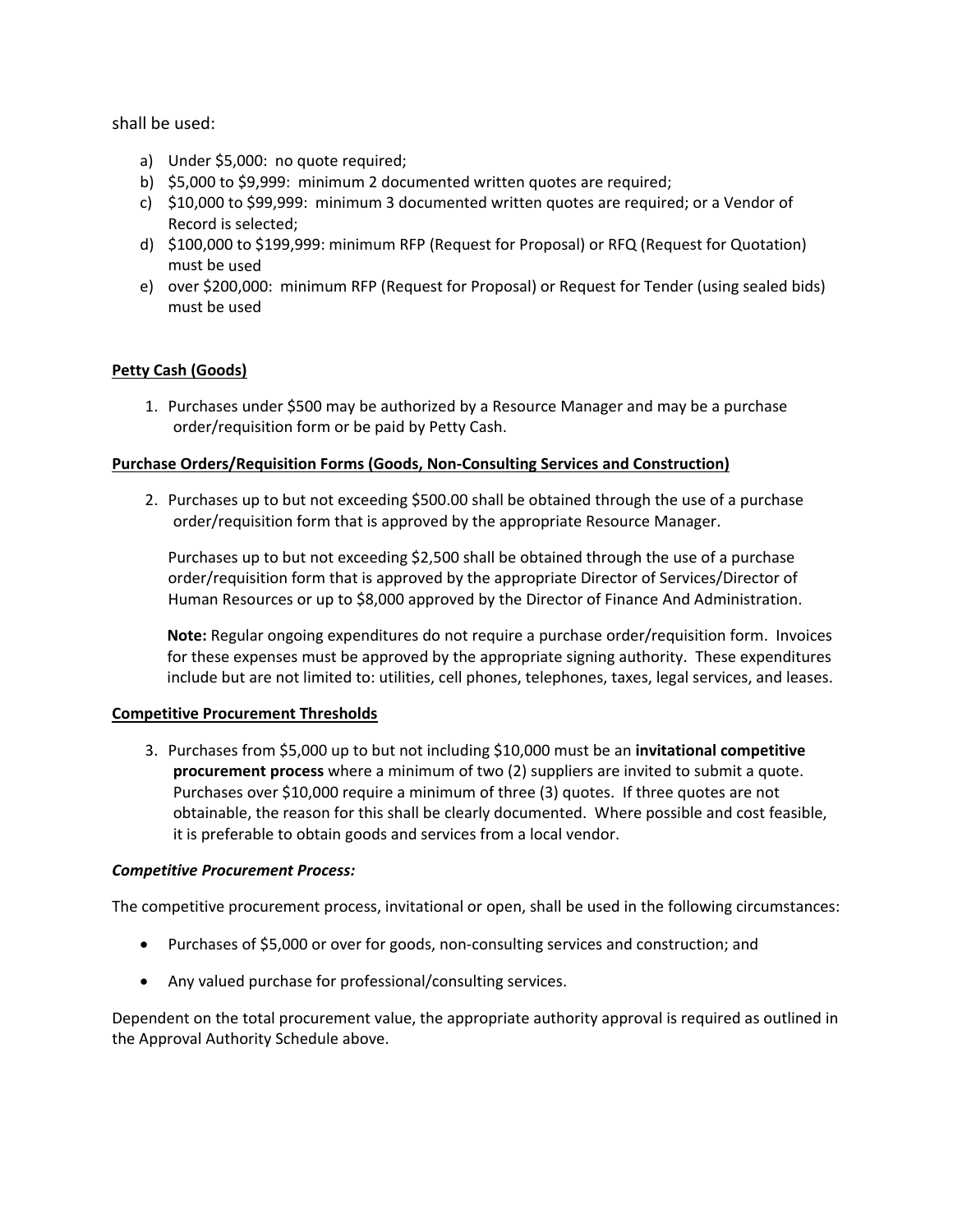shall be used:

a) Under $5,000: no quote required;
b) $5,000 to $9,999: minimum 2 documented written quotes are required;
c) $10,000 to $99,999: minimum 3 documented written quotes are required; or a Vendor of Record is selected;
d) $100,000 to $199,999: minimum RFP (Request for Proposal) or RFQ (Request for Quotation) must be used
e) over $200,000: minimum RFP (Request for Proposal) or Request for Tender (using sealed bids) must be used

**Petty Cash (Goods)**

1. Purchases under $500 may be authorized by a Resource Manager and may be a purchase order/requisition form or be paid by Petty Cash.

**Purchase Orders/Requisition Forms (Goods, Non-Consulting Services and Construction)**

2. Purchases up to but not exceeding $500.00 shall be obtained through the use of a purchase order/requisition form that is approved by the appropriate Resource Manager.

   Purchases up to but not exceeding $2,500 shall be obtained through the use of a purchase order/requisition form that is approved by the appropriate Director of Services/Director of Human Resources or up to $8,000 approved by the Director of Finance And Administration.

   **Note:** Regular ongoing expenditures do not require a purchase order/requisition form. Invoices for these expenses must be approved by the appropriate signing authority. These expenditures include but are not limited to: utilities, cell phones, telephones, taxes, legal services, and leases.

**Competitive Procurement Thresholds**

3. Purchases from $5,000 up to but not including $10,000 must be an **invitational competitive procurement process** where a minimum of two (2) suppliers are invited to submit a quote. Purchases over $10,000 require a minimum of three (3) quotes. If three quotes are not obtainable, the reason for this shall be clearly documented. Where possible and cost feasible, it is preferable to obtain goods and services from a local vendor.

***Competitive Procurement Process:***

The competitive procurement process, invitational or open, shall be used in the following circumstances:

- Purchases of $5,000 or over for goods, non-consulting services and construction; and
- Any valued purchase for professional/consulting services.

Dependent on the total procurement value, the appropriate authority approval is required as outlined in the Approval Authority Schedule above.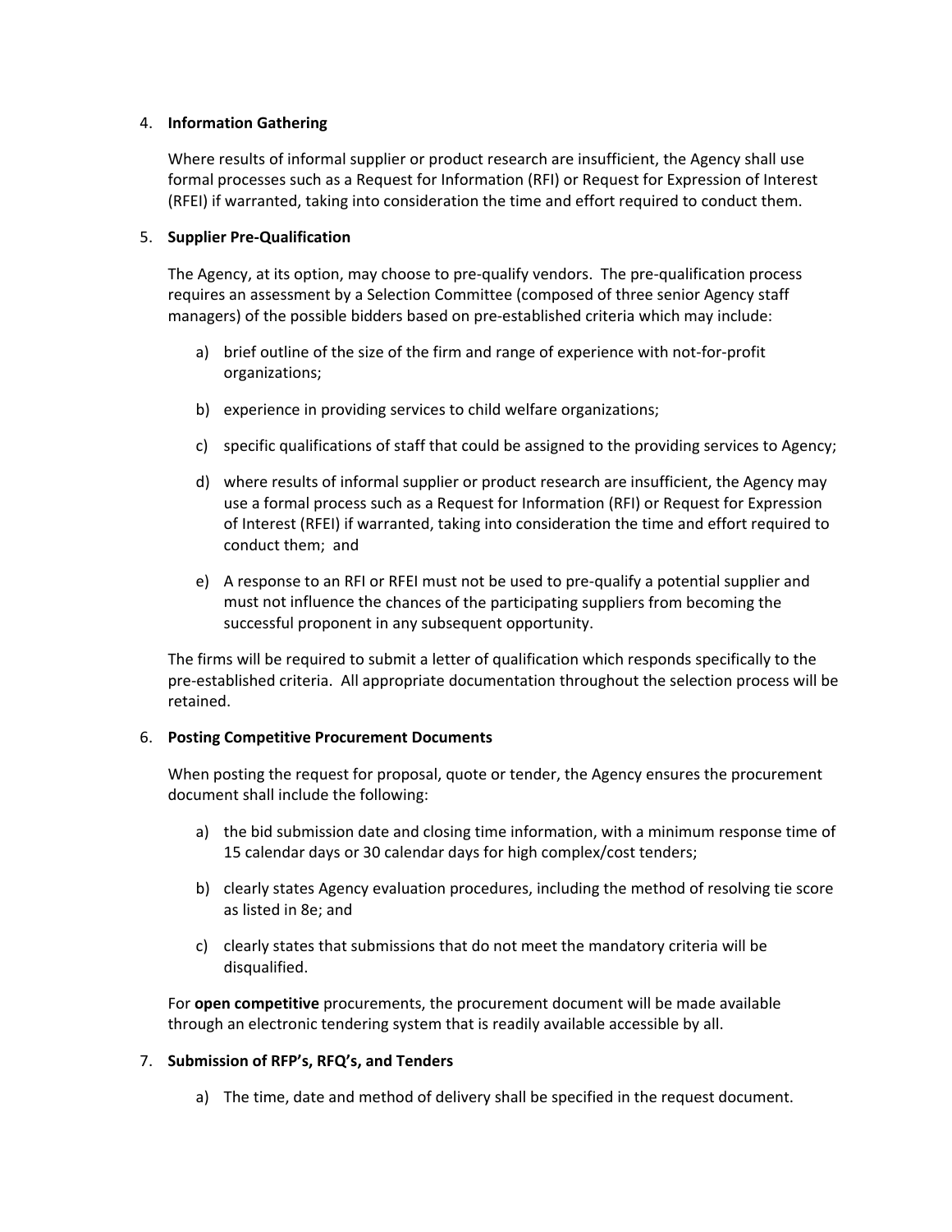4. **Information Gathering**

   Where results of informal supplier or product research are insufficient, the Agency shall use formal processes such as a Request for Information (RFI) or Request for Expression of Interest (RFEI) if warranted, taking into consideration the time and effort required to conduct them.

5. **Supplier Pre-Qualification**

   The Agency, at its option, may choose to pre-qualify vendors. The pre-qualification process requires an assessment by a Selection Committee (composed of three senior Agency staff managers) of the possible bidders based on pre-established criteria which may include:

   a) brief outline of the size of the firm and range of experience with not-for-profit organizations;

   b) experience in providing services to child welfare organizations;

   c) specific qualifications of staff that could be assigned to the providing services to Agency;

   d) where results of informal supplier or product research are insufficient, the Agency may use a formal process such as a Request for Information (RFI) or Request for Expression of Interest (RFEI) if warranted, taking into consideration the time and effort required to conduct them; and

   e) A response to an RFI or RFEI must not be used to pre-qualify a potential supplier and must not influence the chances of the participating suppliers from becoming the successful proponent in any subsequent opportunity.

   The firms will be required to submit a letter of qualification which responds specifically to the pre-established criteria. All appropriate documentation throughout the selection process will be retained.

6. **Posting Competitive Procurement Documents**

   When posting the request for proposal, quote or tender, the Agency ensures the procurement document shall include the following:

   a) the bid submission date and closing time information, with a minimum response time of 15 calendar days or 30 calendar days for high complex/cost tenders;

   b) clearly states Agency evaluation procedures, including the method of resolving tie score as listed in 8e; and

   c) clearly states that submissions that do not meet the mandatory criteria will be disqualified.

   For **open competitive** procurements, the procurement document will be made available through an electronic tendering system that is readily available accessible by all.

7. **Submission of RFP's, RFQ's, and Tenders**

   a) The time, date and method of delivery shall be specified in the request document.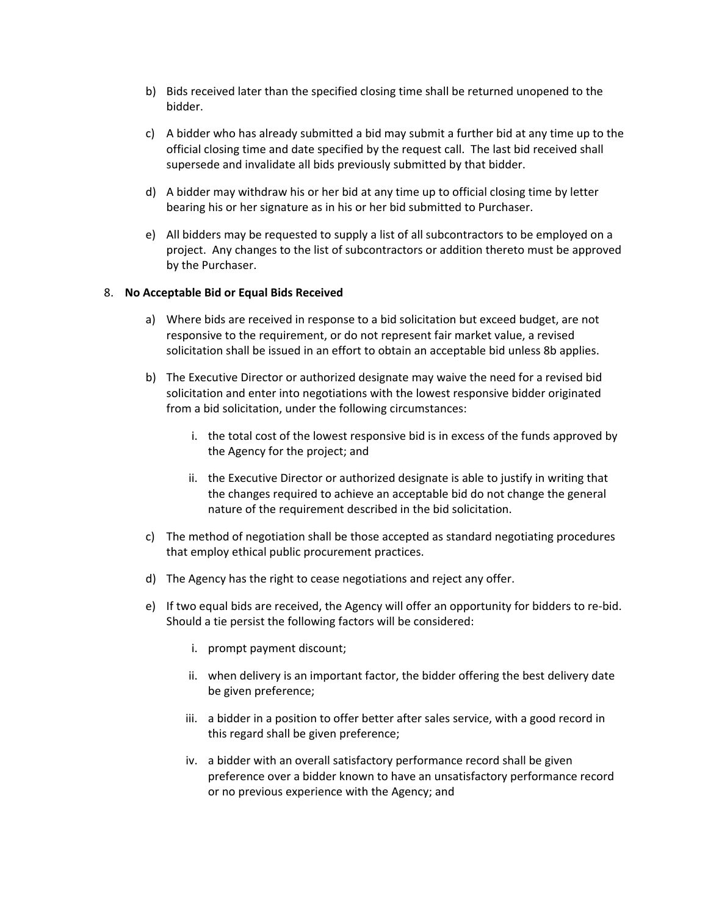b) Bids received later than the specified closing time shall be returned unopened to the bidder.

c) A bidder who has already submitted a bid may submit a further bid at any time up to the official closing time and date specified by the request call. The last bid received shall supersede and invalidate all bids previously submitted by that bidder.

d) A bidder may withdraw his or her bid at any time up to official closing time by letter bearing his or her signature as in his or her bid submitted to Purchaser.

e) All bidders may be requested to supply a list of all subcontractors to be employed on a project. Any changes to the list of subcontractors or addition thereto must be approved by the Purchaser.

8. **No Acceptable Bid or Equal Bids Received**

a) Where bids are received in response to a bid solicitation but exceed budget, are not responsive to the requirement, or do not represent fair market value, a revised solicitation shall be issued in an effort to obtain an acceptable bid unless 8b applies.

b) The Executive Director or authorized designate may waive the need for a revised bid solicitation and enter into negotiations with the lowest responsive bidder originated from a bid solicitation, under the following circumstances:

   i. the total cost of the lowest responsive bid is in excess of the funds approved by the Agency for the project; and

   ii. the Executive Director or authorized designate is able to justify in writing that the changes required to achieve an acceptable bid do not change the general nature of the requirement described in the bid solicitation.

c) The method of negotiation shall be those accepted as standard negotiating procedures that employ ethical public procurement practices.

d) The Agency has the right to cease negotiations and reject any offer.

e) If two equal bids are received, the Agency will offer an opportunity for bidders to re-bid. Should a tie persist the following factors will be considered:

   i. prompt payment discount;

   ii. when delivery is an important factor, the bidder offering the best delivery date be given preference;

   iii. a bidder in a position to offer better after sales service, with a good record in this regard shall be given preference;

   iv. a bidder with an overall satisfactory performance record shall be given preference over a bidder known to have an unsatisfactory performance record or no previous experience with the Agency; and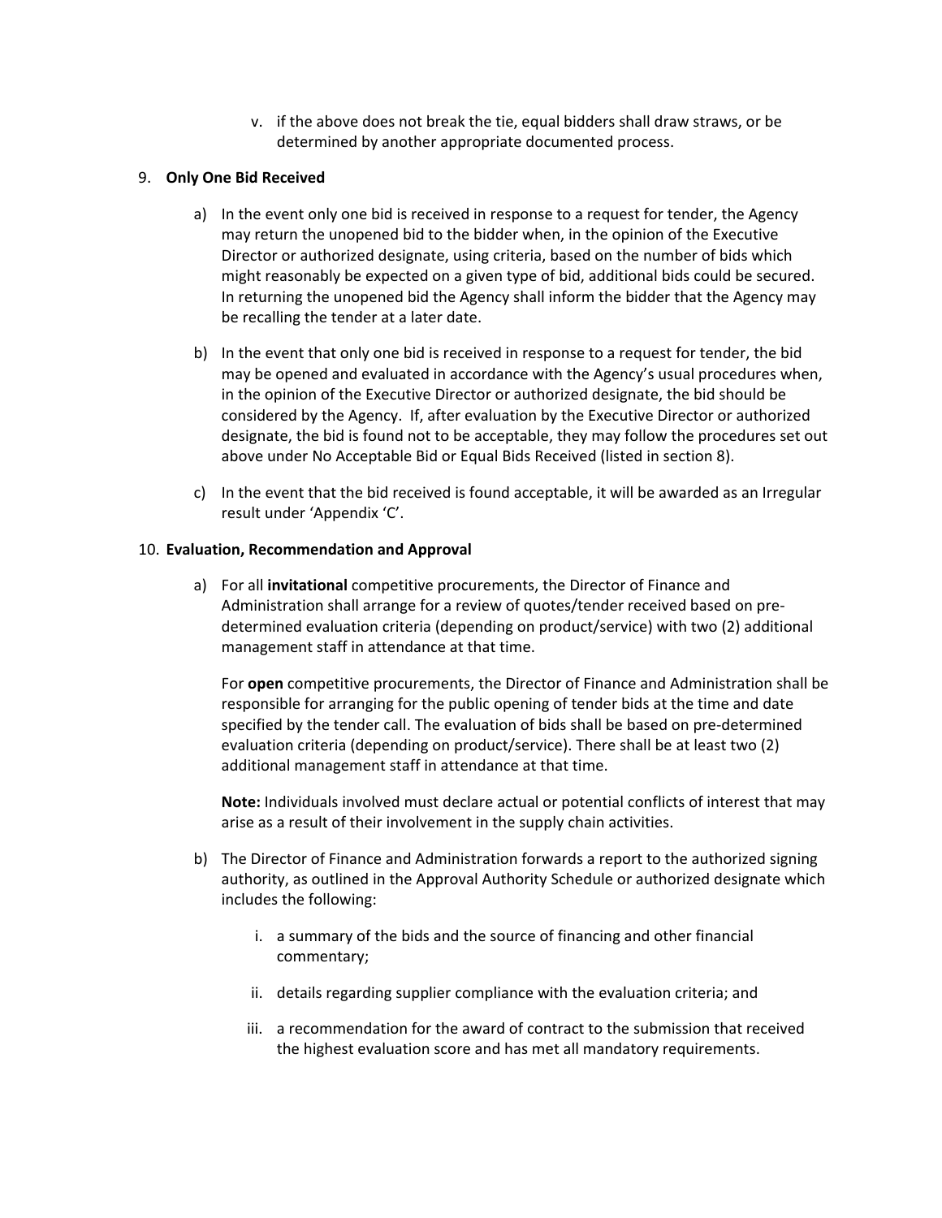v. if the above does not break the tie, equal bidders shall draw straws, or be determined by another appropriate documented process.

9. **Only One Bid Received**

a) In the event only one bid is received in response to a request for tender, the Agency may return the unopened bid to the bidder when, in the opinion of the Executive Director or authorized designate, using criteria, based on the number of bids which might reasonably be expected on a given type of bid, additional bids could be secured. In returning the unopened bid the Agency shall inform the bidder that the Agency may be recalling the tender at a later date.

b) In the event that only one bid is received in response to a request for tender, the bid may be opened and evaluated in accordance with the Agency's usual procedures when, in the opinion of the Executive Director or authorized designate, the bid should be considered by the Agency. If, after evaluation by the Executive Director or authorized designate, the bid is found not to be acceptable, they may follow the procedures set out above under No Acceptable Bid or Equal Bids Received (listed in section 8).

c) In the event that the bid received is found acceptable, it will be awarded as an Irregular result under 'Appendix 'C'.

10. **Evaluation, Recommendation and Approval**

a) For all **invitational** competitive procurements, the Director of Finance and Administration shall arrange for a review of quotes/tender received based on pre-determined evaluation criteria (depending on product/service) with two (2) additional management staff in attendance at that time.

   For **open** competitive procurements, the Director of Finance and Administration shall be responsible for arranging for the public opening of tender bids at the time and date specified by the tender call. The evaluation of bids shall be based on pre-determined evaluation criteria (depending on product/service). There shall be at least two (2) additional management staff in attendance at that time.

   **Note:** Individuals involved must declare actual or potential conflicts of interest that may arise as a result of their involvement in the supply chain activities.

b) The Director of Finance and Administration forwards a report to the authorized signing authority, as outlined in the Approval Authority Schedule or authorized designate which includes the following:

   i. a summary of the bids and the source of financing and other financial commentary;

   ii. details regarding supplier compliance with the evaluation criteria; and

   iii. a recommendation for the award of contract to the submission that received the highest evaluation score and has met all mandatory requirements.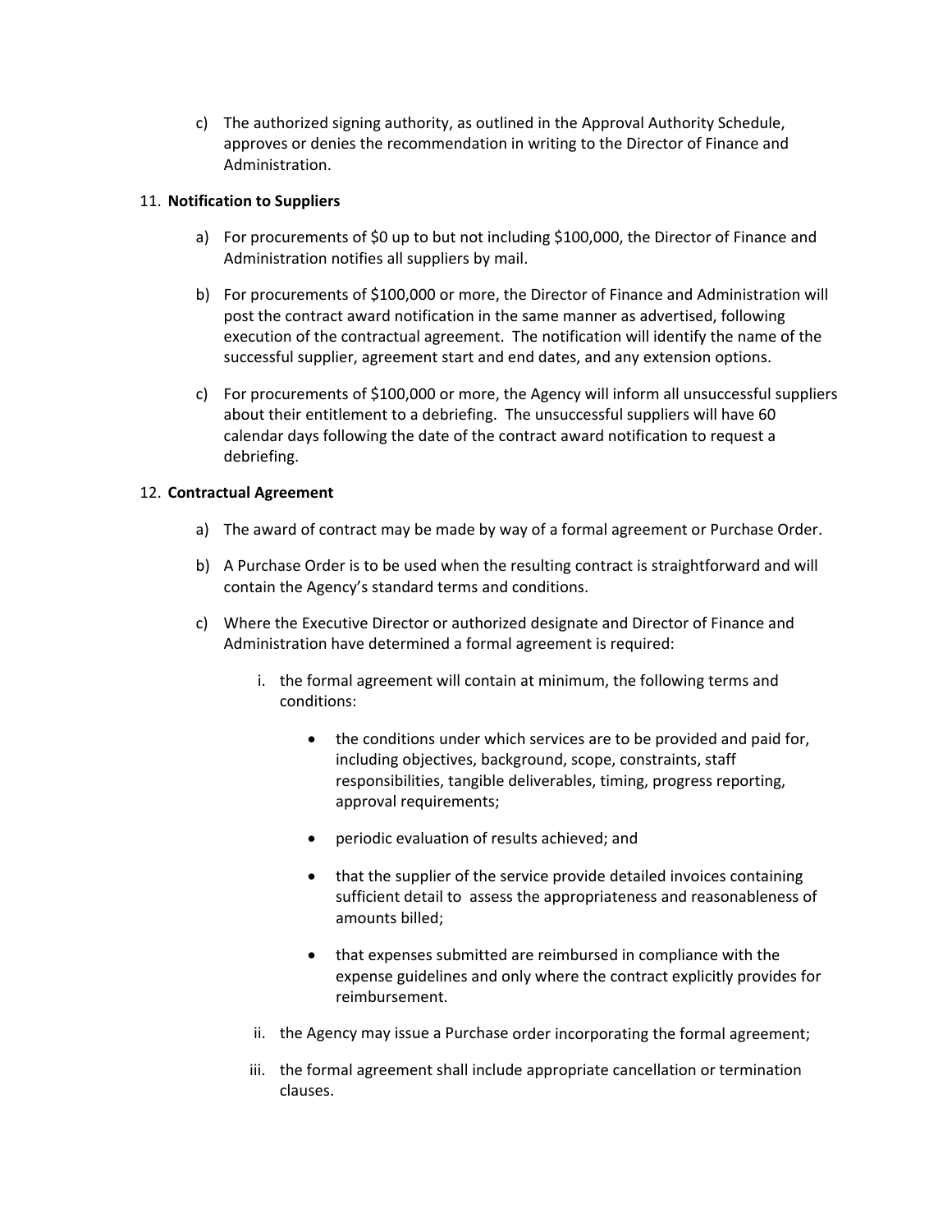c) The authorized signing authority, as outlined in the Approval Authority Schedule, approves or denies the recommendation in writing to the Director of Finance and Administration.

11. **Notification to Suppliers**

    a) For procurements of $0 up to but not including $100,000, the Director of Finance and Administration notifies all suppliers by mail.

    b) For procurements of $100,000 or more, the Director of Finance and Administration will post the contract award notification in the same manner as advertised, following execution of the contractual agreement. The notification will identify the name of the successful supplier, agreement start and end dates, and any extension options.

    c) For procurements of $100,000 or more, the Agency will inform all unsuccessful suppliers about their entitlement to a debriefing. The unsuccessful suppliers will have 60 calendar days following the date of the contract award notification to request a debriefing.

12. **Contractual Agreement**

    a) The award of contract may be made by way of a formal agreement or Purchase Order.

    b) A Purchase Order is to be used when the resulting contract is straightforward and will contain the Agency's standard terms and conditions.

    c) Where the Executive Director or authorized designate and Director of Finance and Administration have determined a formal agreement is required:

       i. the formal agreement will contain at minimum, the following terms and conditions:

          - the conditions under which services are to be provided and paid for, including objectives, background, scope, constraints, staff responsibilities, tangible deliverables, timing, progress reporting, approval requirements;

          - periodic evaluation of results achieved; and

          - that the supplier of the service provide detailed invoices containing sufficient detail to assess the appropriateness and reasonableness of amounts billed;

          - that expenses submitted are reimbursed in compliance with the expense guidelines and only where the contract explicitly provides for reimbursement.

       ii. the Agency may issue a Purchase order incorporating the formal agreement;

       iii. the formal agreement shall include appropriate cancellation or termination clauses.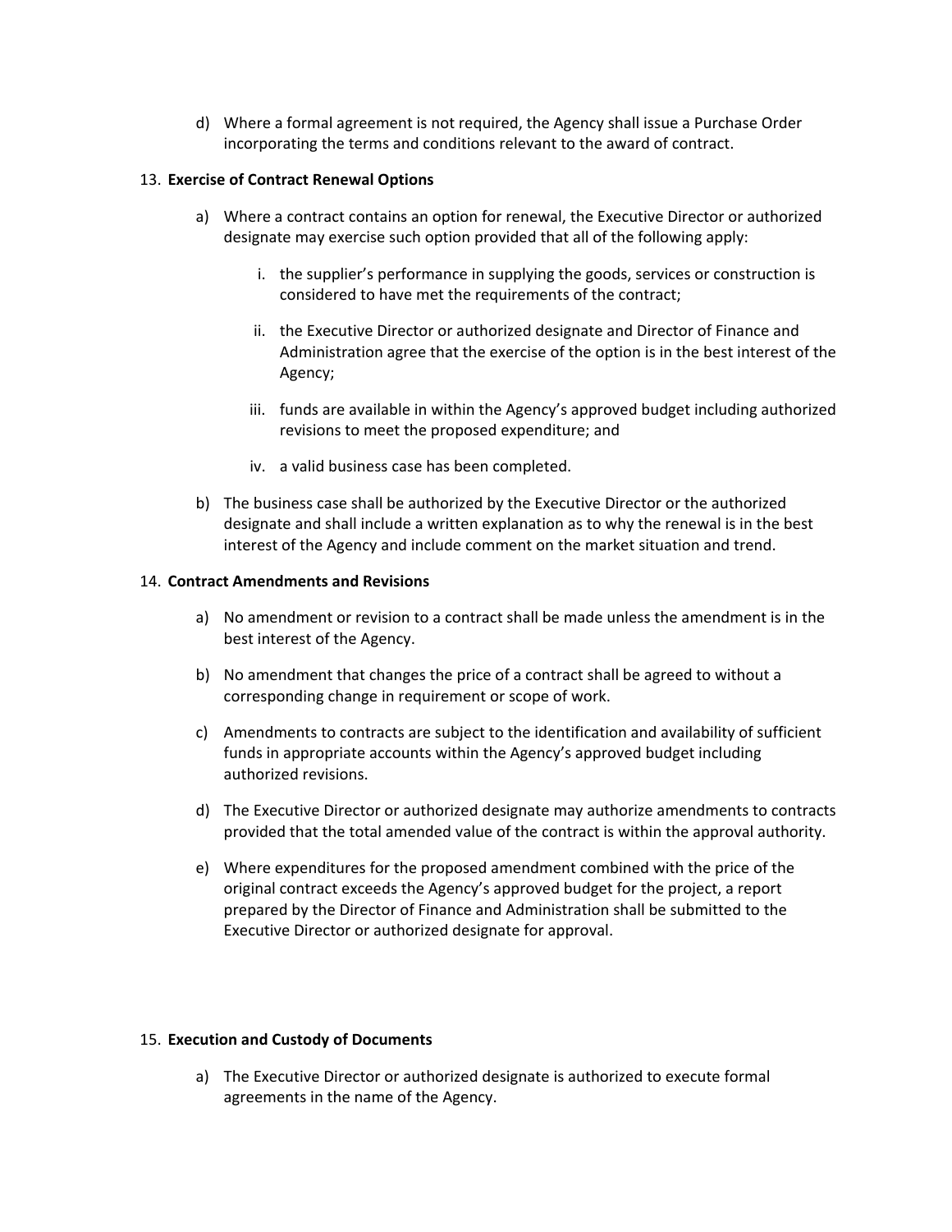d) Where a formal agreement is not required, the Agency shall issue a Purchase Order incorporating the terms and conditions relevant to the award of contract.

13. **Exercise of Contract Renewal Options**

a) Where a contract contains an option for renewal, the Executive Director or authorized designate may exercise such option provided that all of the following apply:

i. the supplier's performance in supplying the goods, services or construction is considered to have met the requirements of the contract;

ii. the Executive Director or authorized designate and Director of Finance and Administration agree that the exercise of the option is in the best interest of the Agency;

iii. funds are available in within the Agency's approved budget including authorized revisions to meet the proposed expenditure; and

iv. a valid business case has been completed.

b) The business case shall be authorized by the Executive Director or the authorized designate and shall include a written explanation as to why the renewal is in the best interest of the Agency and include comment on the market situation and trend.

14. **Contract Amendments and Revisions**

a) No amendment or revision to a contract shall be made unless the amendment is in the best interest of the Agency.

b) No amendment that changes the price of a contract shall be agreed to without a corresponding change in requirement or scope of work.

c) Amendments to contracts are subject to the identification and availability of sufficient funds in appropriate accounts within the Agency's approved budget including authorized revisions.

d) The Executive Director or authorized designate may authorize amendments to contracts provided that the total amended value of the contract is within the approval authority.

e) Where expenditures for the proposed amendment combined with the price of the original contract exceeds the Agency's approved budget for the project, a report prepared by the Director of Finance and Administration shall be submitted to the Executive Director or authorized designate for approval.

15. **Execution and Custody of Documents**

a) The Executive Director or authorized designate is authorized to execute formal agreements in the name of the Agency.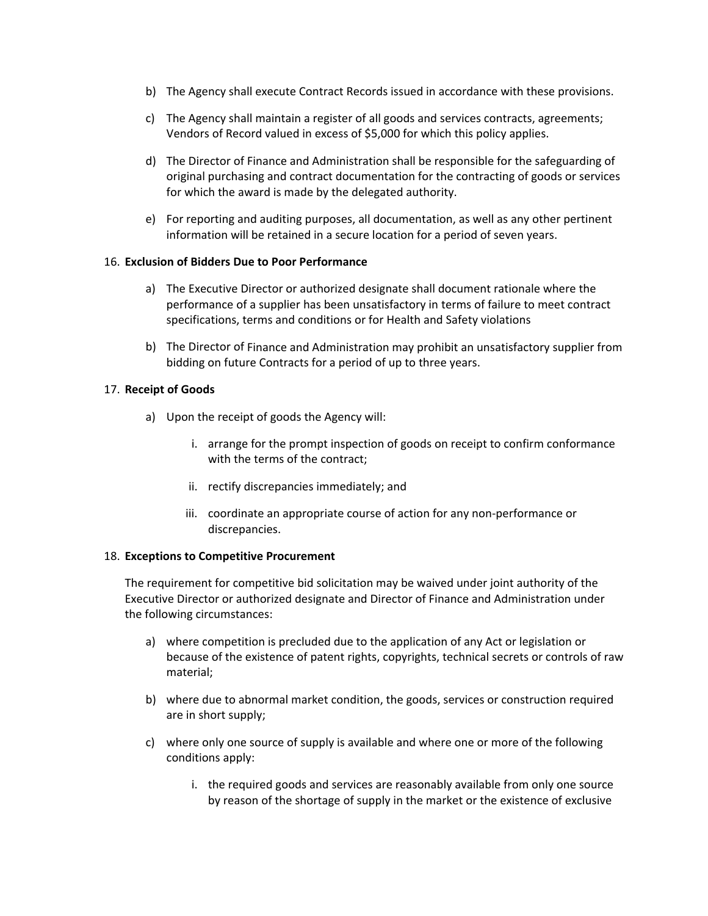b) The Agency shall execute Contract Records issued in accordance with these provisions.

c) The Agency shall maintain a register of all goods and services contracts, agreements; Vendors of Record valued in excess of $5,000 for which this policy applies.

d) The Director of Finance and Administration shall be responsible for the safeguarding of original purchasing and contract documentation for the contracting of goods or services for which the award is made by the delegated authority.

e) For reporting and auditing purposes, all documentation, as well as any other pertinent information will be retained in a secure location for a period of seven years.

16. **Exclusion of Bidders Due to Poor Performance**

a) The Executive Director or authorized designate shall document rationale where the performance of a supplier has been unsatisfactory in terms of failure to meet contract specifications, terms and conditions or for Health and Safety violations

b) The Director of Finance and Administration may prohibit an unsatisfactory supplier from bidding on future Contracts for a period of up to three years.

17. **Receipt of Goods**

a) Upon the receipt of goods the Agency will:

   i. arrange for the prompt inspection of goods on receipt to confirm conformance with the terms of the contract;

   ii. rectify discrepancies immediately; and

   iii. coordinate an appropriate course of action for any non-performance or discrepancies.

18. **Exceptions to Competitive Procurement**

The requirement for competitive bid solicitation may be waived under joint authority of the Executive Director or authorized designate and Director of Finance and Administration under the following circumstances:

a) where competition is precluded due to the application of any Act or legislation or because of the existence of patent rights, copyrights, technical secrets or controls of raw material;

b) where due to abnormal market condition, the goods, services or construction required are in short supply;

c) where only one source of supply is available and where one or more of the following conditions apply:

   i. the required goods and services are reasonably available from only one source by reason of the shortage of supply in the market or the existence of exclusive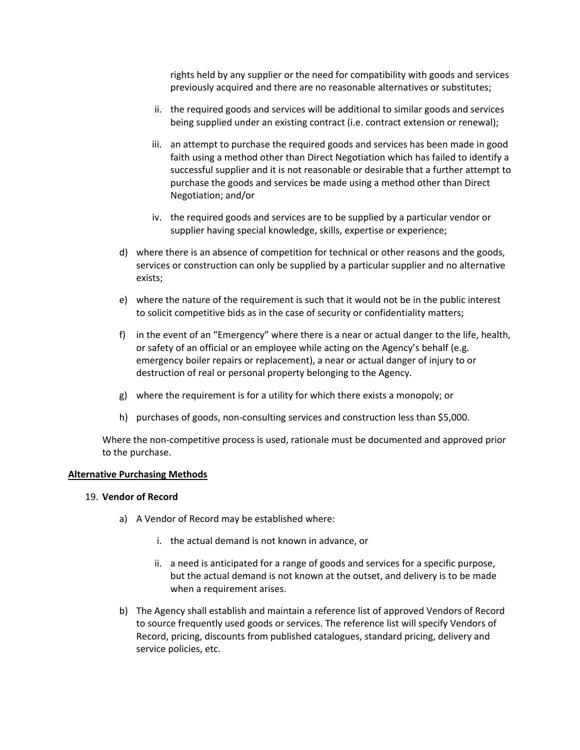rights held by any supplier or the need for compatibility with goods and services previously acquired and there are no reasonable alternatives or substitutes;

ii. the required goods and services will be additional to similar goods and services being supplied under an existing contract (i.e. contract extension or renewal);

iii. an attempt to purchase the required goods and services has been made in good faith using a method other than Direct Negotiation which has failed to identify a successful supplier and it is not reasonable or desirable that a further attempt to purchase the goods and services be made using a method other than Direct Negotiation; and/or

iv. the required goods and services are to be supplied by a particular vendor or supplier having special knowledge, skills, expertise or experience;

d) where there is an absence of competition for technical or other reasons and the goods, services or construction can only be supplied by a particular supplier and no alternative exists;

e) where the nature of the requirement is such that it would not be in the public interest to solicit competitive bids as in the case of security or confidentiality matters;

f) in the event of an "Emergency" where there is a near or actual danger to the life, health, or safety of an official or an employee while acting on the Agency's behalf (e.g. emergency boiler repairs or replacement), a near or actual danger of injury to or destruction of real or personal property belonging to the Agency.

g) where the requirement is for a utility for which there exists a monopoly; or

h) purchases of goods, non-consulting services and construction less than $5,000.

Where the non-competitive process is used, rationale must be documented and approved prior to the purchase.

**Alternative Purchasing Methods**

19. **Vendor of Record**

a) A Vendor of Record may be established where:

i. the actual demand is not known in advance, or

ii. a need is anticipated for a range of goods and services for a specific purpose, but the actual demand is not known at the outset, and delivery is to be made when a requirement arises.

b) The Agency shall establish and maintain a reference list of approved Vendors of Record to source frequently used goods or services. The reference list will specify Vendors of Record, pricing, discounts from published catalogues, standard pricing, delivery and service policies, etc.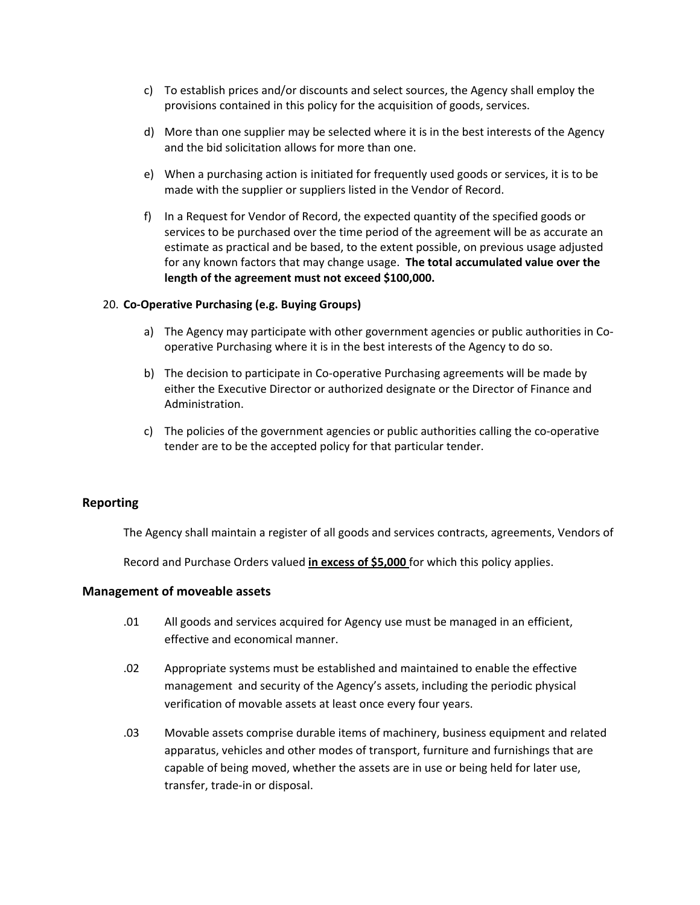c) To establish prices and/or discounts and select sources, the Agency shall employ the provisions contained in this policy for the acquisition of goods, services.

d) More than one supplier may be selected where it is in the best interests of the Agency and the bid solicitation allows for more than one.

e) When a purchasing action is initiated for frequently used goods or services, it is to be made with the supplier or suppliers listed in the Vendor of Record.

f) In a Request for Vendor of Record, the expected quantity of the specified goods or services to be purchased over the time period of the agreement will be as accurate an estimate as practical and be based, to the extent possible, on previous usage adjusted for any known factors that may change usage. **The total accumulated value over the length of the agreement must not exceed $100,000.**

20. **Co-Operative Purchasing (e.g. Buying Groups)**

a) The Agency may participate with other government agencies or public authorities in Co-operative Purchasing where it is in the best interests of the Agency to do so.

b) The decision to participate in Co-operative Purchasing agreements will be made by either the Executive Director or authorized designate or the Director of Finance and Administration.

c) The policies of the government agencies or public authorities calling the co-operative tender are to be the accepted policy for that particular tender.

### Reporting

The Agency shall maintain a register of all goods and services contracts, agreements, Vendors of Record and Purchase Orders valued **<u>in excess of $5,000</u>** for which this policy applies.

### Management of moveable assets

.01 All goods and services acquired for Agency use must be managed in an efficient, effective and economical manner.

.02 Appropriate systems must be established and maintained to enable the effective management and security of the Agency's assets, including the periodic physical verification of movable assets at least once every four years.

.03 Movable assets comprise durable items of machinery, business equipment and related apparatus, vehicles and other modes of transport, furniture and furnishings that are capable of being moved, whether the assets are in use or being held for later use, transfer, trade-in or disposal.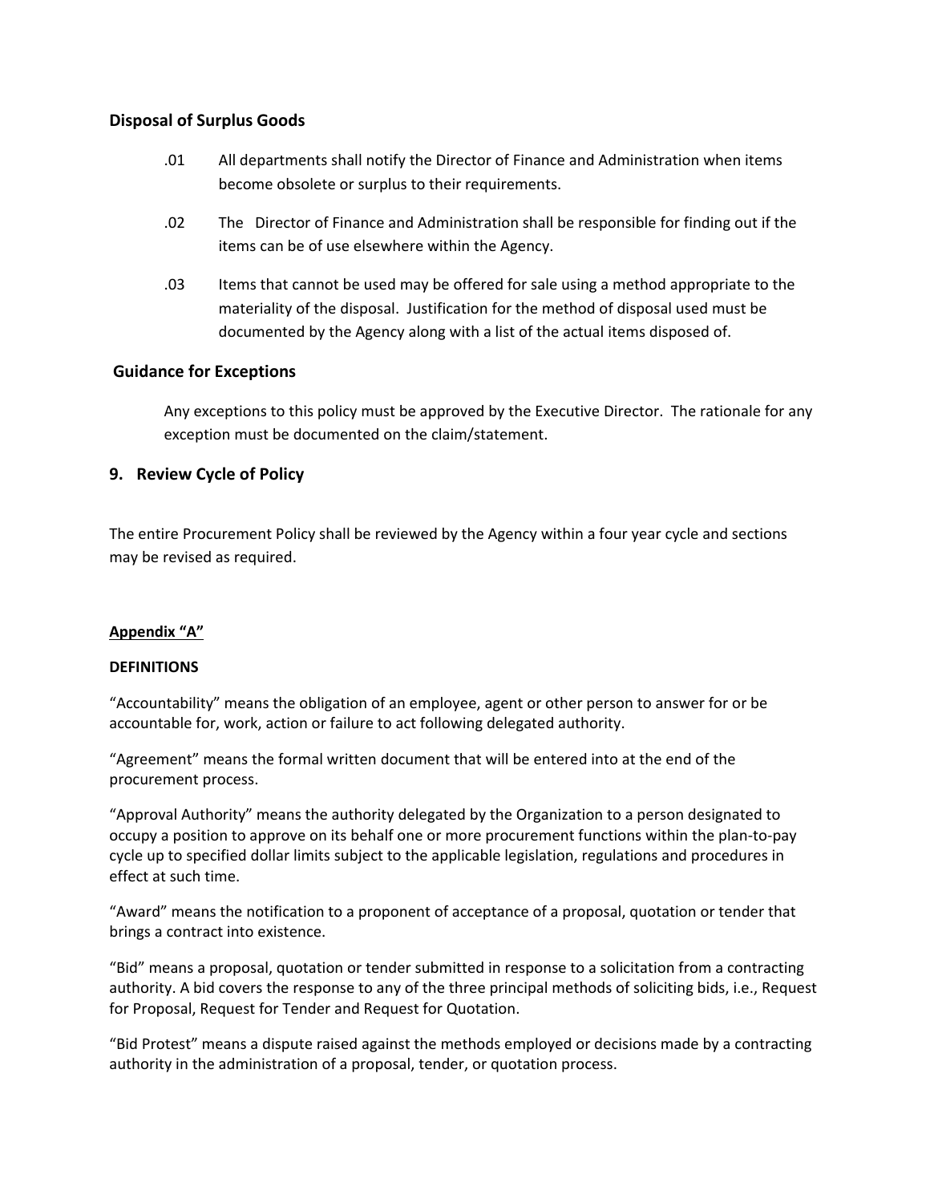### Disposal of Surplus Goods

.01 All departments shall notify the Director of Finance and Administration when items become obsolete or surplus to their requirements.

.02 The Director of Finance and Administration shall be responsible for finding out if the items can be of use elsewhere within the Agency.

.03 Items that cannot be used may be offered for sale using a method appropriate to the materiality of the disposal. Justification for the method of disposal used must be documented by the Agency along with a list of the actual items disposed of.

### Guidance for Exceptions

Any exceptions to this policy must be approved by the Executive Director. The rationale for any exception must be documented on the claim/statement.

## 9. Review Cycle of Policy

The entire Procurement Policy shall be reviewed by the Agency within a four year cycle and sections may be revised as required.

**Appendix "A"**

**DEFINITIONS**

"Accountability" means the obligation of an employee, agent or other person to answer for or be accountable for, work, action or failure to act following delegated authority.

"Agreement" means the formal written document that will be entered into at the end of the procurement process.

"Approval Authority" means the authority delegated by the Organization to a person designated to occupy a position to approve on its behalf one or more procurement functions within the plan-to-pay cycle up to specified dollar limits subject to the applicable legislation, regulations and procedures in effect at such time.

"Award" means the notification to a proponent of acceptance of a proposal, quotation or tender that brings a contract into existence.

"Bid" means a proposal, quotation or tender submitted in response to a solicitation from a contracting authority. A bid covers the response to any of the three principal methods of soliciting bids, i.e., Request for Proposal, Request for Tender and Request for Quotation.

"Bid Protest" means a dispute raised against the methods employed or decisions made by a contracting authority in the administration of a proposal, tender, or quotation process.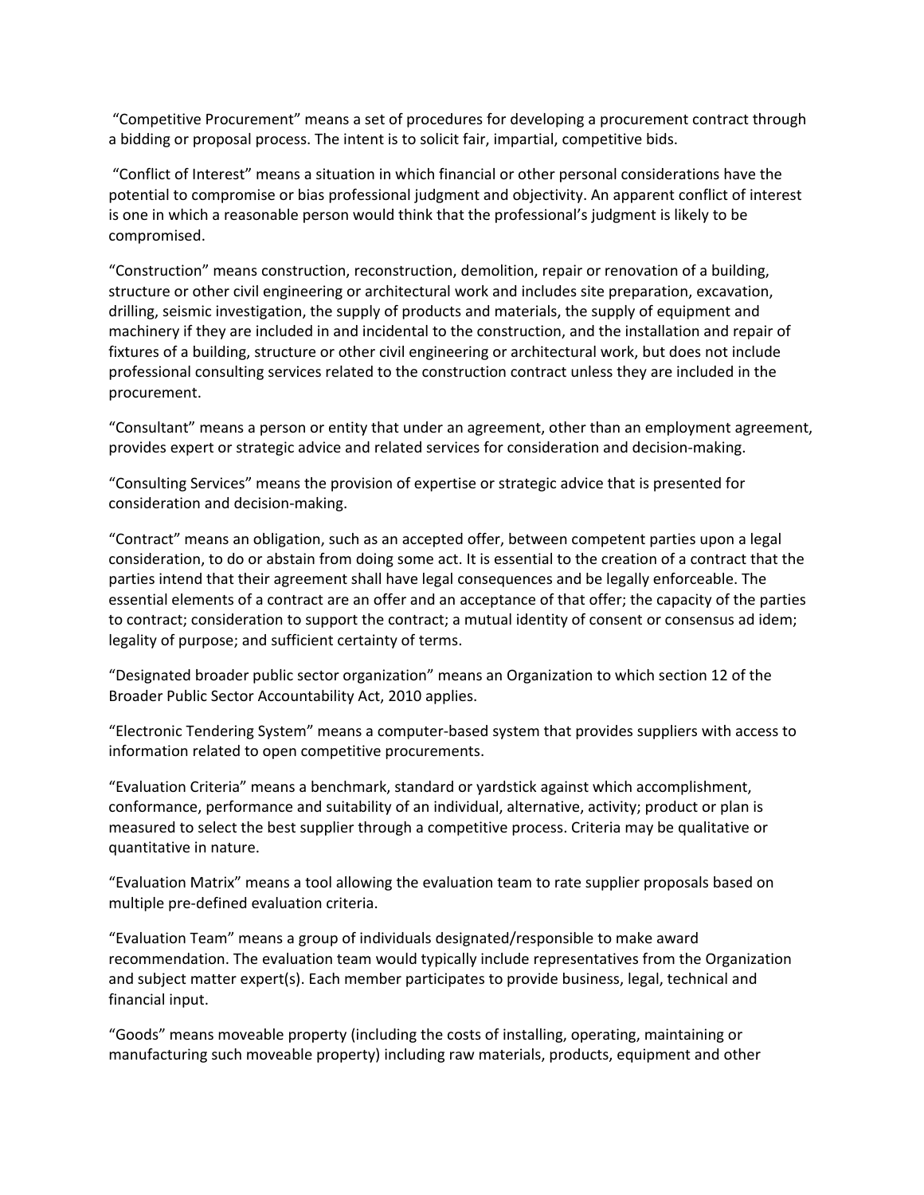"Competitive Procurement" means a set of procedures for developing a procurement contract through a bidding or proposal process. The intent is to solicit fair, impartial, competitive bids.

"Conflict of Interest" means a situation in which financial or other personal considerations have the potential to compromise or bias professional judgment and objectivity. An apparent conflict of interest is one in which a reasonable person would think that the professional's judgment is likely to be compromised.

"Construction" means construction, reconstruction, demolition, repair or renovation of a building, structure or other civil engineering or architectural work and includes site preparation, excavation, drilling, seismic investigation, the supply of products and materials, the supply of equipment and machinery if they are included in and incidental to the construction, and the installation and repair of fixtures of a building, structure or other civil engineering or architectural work, but does not include professional consulting services related to the construction contract unless they are included in the procurement.

"Consultant" means a person or entity that under an agreement, other than an employment agreement, provides expert or strategic advice and related services for consideration and decision-making.

"Consulting Services" means the provision of expertise or strategic advice that is presented for consideration and decision-making.

"Contract" means an obligation, such as an accepted offer, between competent parties upon a legal consideration, to do or abstain from doing some act. It is essential to the creation of a contract that the parties intend that their agreement shall have legal consequences and be legally enforceable. The essential elements of a contract are an offer and an acceptance of that offer; the capacity of the parties to contract; consideration to support the contract; a mutual identity of consent or consensus ad idem; legality of purpose; and sufficient certainty of terms.

"Designated broader public sector organization" means an Organization to which section 12 of the Broader Public Sector Accountability Act, 2010 applies.

"Electronic Tendering System" means a computer-based system that provides suppliers with access to information related to open competitive procurements.

"Evaluation Criteria" means a benchmark, standard or yardstick against which accomplishment, conformance, performance and suitability of an individual, alternative, activity; product or plan is measured to select the best supplier through a competitive process. Criteria may be qualitative or quantitative in nature.

"Evaluation Matrix" means a tool allowing the evaluation team to rate supplier proposals based on multiple pre-defined evaluation criteria.

"Evaluation Team" means a group of individuals designated/responsible to make award recommendation. The evaluation team would typically include representatives from the Organization and subject matter expert(s). Each member participates to provide business, legal, technical and financial input.

"Goods" means moveable property (including the costs of installing, operating, maintaining or manufacturing such moveable property) including raw materials, products, equipment and other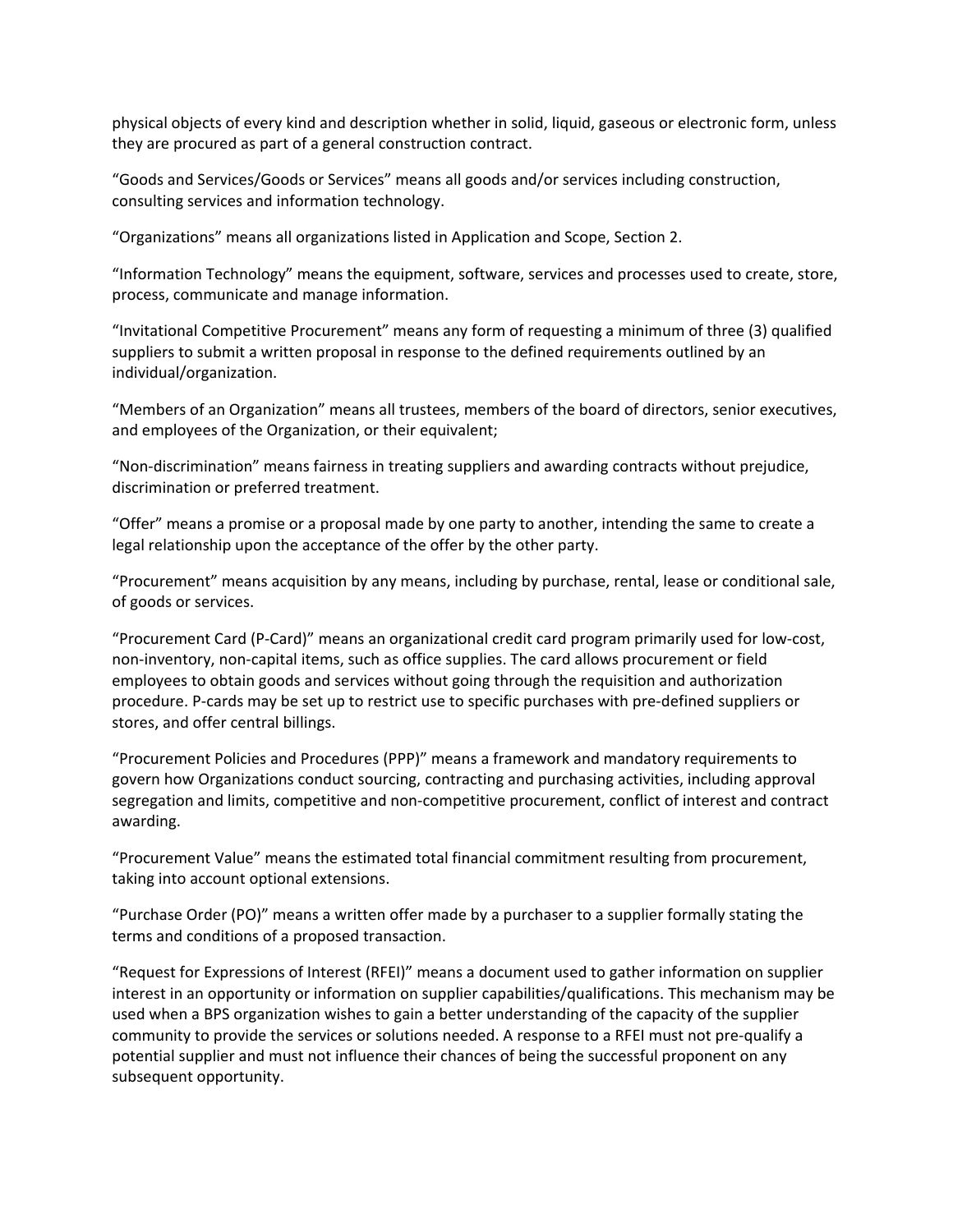physical objects of every kind and description whether in solid, liquid, gaseous or electronic form, unless they are procured as part of a general construction contract.

“Goods and Services/Goods or Services” means all goods and/or services including construction, consulting services and information technology.

“Organizations” means all organizations listed in Application and Scope, Section 2.

“Information Technology” means the equipment, software, services and processes used to create, store, process, communicate and manage information.

“Invitational Competitive Procurement” means any form of requesting a minimum of three (3) qualified suppliers to submit a written proposal in response to the defined requirements outlined by an individual/organization.

“Members of an Organization” means all trustees, members of the board of directors, senior executives, and employees of the Organization, or their equivalent;

“Non-discrimination” means fairness in treating suppliers and awarding contracts without prejudice, discrimination or preferred treatment.

“Offer” means a promise or a proposal made by one party to another, intending the same to create a legal relationship upon the acceptance of the offer by the other party.

“Procurement” means acquisition by any means, including by purchase, rental, lease or conditional sale, of goods or services.

“Procurement Card (P-Card)” means an organizational credit card program primarily used for low-cost, non-inventory, non-capital items, such as office supplies. The card allows procurement or field employees to obtain goods and services without going through the requisition and authorization procedure. P-cards may be set up to restrict use to specific purchases with pre-defined suppliers or stores, and offer central billings.

“Procurement Policies and Procedures (PPP)” means a framework and mandatory requirements to govern how Organizations conduct sourcing, contracting and purchasing activities, including approval segregation and limits, competitive and non-competitive procurement, conflict of interest and contract awarding.

“Procurement Value” means the estimated total financial commitment resulting from procurement, taking into account optional extensions.

“Purchase Order (PO)” means a written offer made by a purchaser to a supplier formally stating the terms and conditions of a proposed transaction.

“Request for Expressions of Interest (RFEI)” means a document used to gather information on supplier interest in an opportunity or information on supplier capabilities/qualifications. This mechanism may be used when a BPS organization wishes to gain a better understanding of the capacity of the supplier community to provide the services or solutions needed. A response to a RFEI must not pre-qualify a potential supplier and must not influence their chances of being the successful proponent on any subsequent opportunity.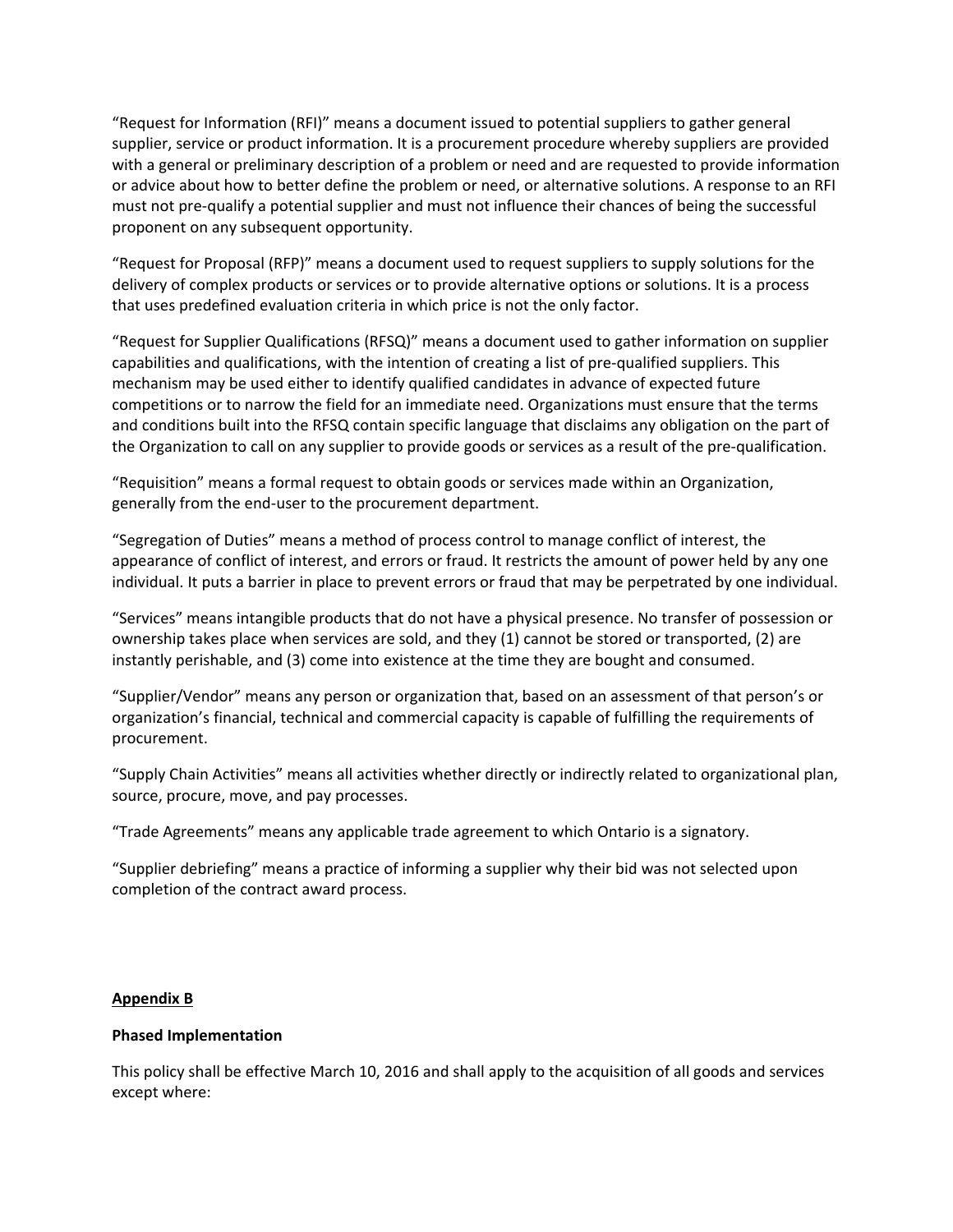"Request for Information (RFI)" means a document issued to potential suppliers to gather general supplier, service or product information. It is a procurement procedure whereby suppliers are provided with a general or preliminary description of a problem or need and are requested to provide information or advice about how to better define the problem or need, or alternative solutions. A response to an RFI must not pre-qualify a potential supplier and must not influence their chances of being the successful proponent on any subsequent opportunity.

"Request for Proposal (RFP)" means a document used to request suppliers to supply solutions for the delivery of complex products or services or to provide alternative options or solutions. It is a process that uses predefined evaluation criteria in which price is not the only factor.

"Request for Supplier Qualifications (RFSQ)" means a document used to gather information on supplier capabilities and qualifications, with the intention of creating a list of pre-qualified suppliers. This mechanism may be used either to identify qualified candidates in advance of expected future competitions or to narrow the field for an immediate need. Organizations must ensure that the terms and conditions built into the RFSQ contain specific language that disclaims any obligation on the part of the Organization to call on any supplier to provide goods or services as a result of the pre-qualification.

"Requisition" means a formal request to obtain goods or services made within an Organization, generally from the end-user to the procurement department.

"Segregation of Duties" means a method of process control to manage conflict of interest, the appearance of conflict of interest, and errors or fraud. It restricts the amount of power held by any one individual. It puts a barrier in place to prevent errors or fraud that may be perpetrated by one individual.

"Services" means intangible products that do not have a physical presence. No transfer of possession or ownership takes place when services are sold, and they (1) cannot be stored or transported, (2) are instantly perishable, and (3) come into existence at the time they are bought and consumed.

"Supplier/Vendor" means any person or organization that, based on an assessment of that person's or organization's financial, technical and commercial capacity is capable of fulfilling the requirements of procurement.

"Supply Chain Activities" means all activities whether directly or indirectly related to organizational plan, source, procure, move, and pay processes.

"Trade Agreements" means any applicable trade agreement to which Ontario is a signatory.

"Supplier debriefing" means a practice of informing a supplier why their bid was not selected upon completion of the contract award process.

## Appendix B

**Phased Implementation**

This policy shall be effective March 10, 2016 and shall apply to the acquisition of all goods and services except where: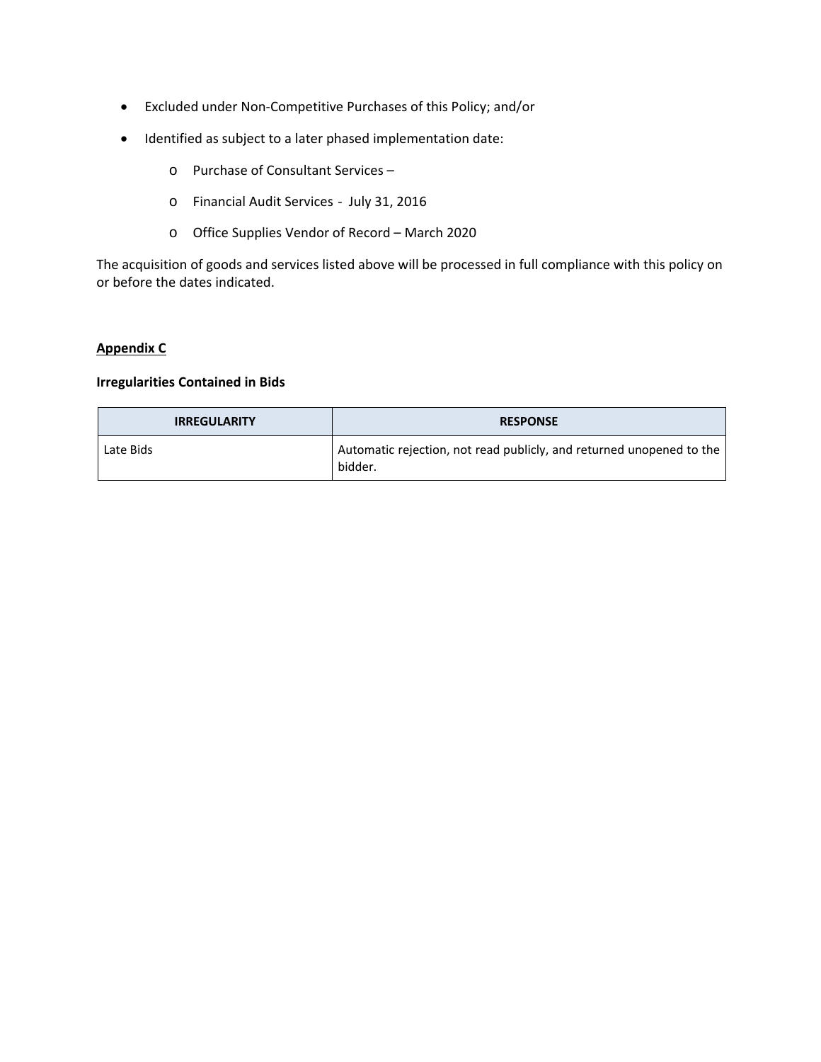- Excluded under Non-Competitive Purchases of this Policy; and/or
- Identified as subject to a later phased implementation date:
  - Purchase of Consultant Services –
  - Financial Audit Services - July 31, 2016
  - Office Supplies Vendor of Record – March 2020

The acquisition of goods and services listed above will be processed in full compliance with this policy on or before the dates indicated.

## Appendix C

### Irregularities Contained in Bids

| IRREGULARITY | RESPONSE |
|---|---|
| Late Bids | Automatic rejection, not read publicly, and returned unopened to the bidder. |